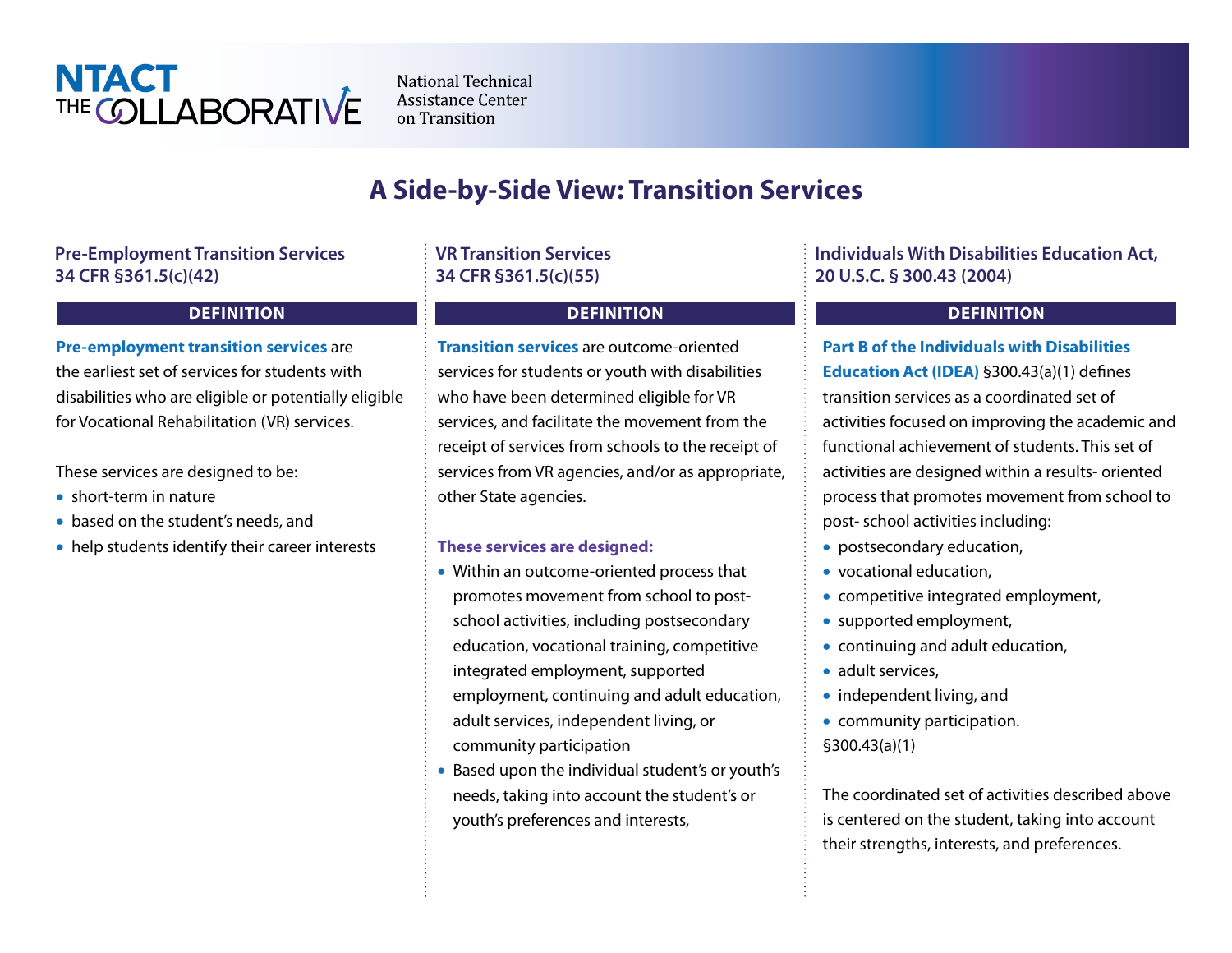NTACT THE COLLABORATIVE

National Technical Assistance Center on Transition

# A Side-by-Side View: Transition Services

## Pre-Employment Transition Services 34 CFR §361.5(c)(42)

### DEFINITION

**Pre-employment transition services** are the earliest set of services for students with disabilities who are eligible or potentially eligible for Vocational Rehabilitation (VR) services.

These services are designed to be:

- short-term in nature
- based on the student's needs, and
- help students identify their career interests

## VR Transition Services 34 CFR §361.5(c)(55)

### DEFINITION

**Transition services** are outcome-oriented services for students or youth with disabilities who have been determined eligible for VR services, and facilitate the movement from the receipt of services from schools to the receipt of services from VR agencies, and/or as appropriate, other State agencies.

**These services are designed:**

- Within an outcome-oriented process that promotes movement from school to post-school activities, including postsecondary education, vocational training, competitive integrated employment, supported employment, continuing and adult education, adult services, independent living, or community participation
- Based upon the individual student's or youth's needs, taking into account the student's or youth's preferences and interests,

## Individuals With Disabilities Education Act, 20 U.S.C. § 300.43 (2004)

### DEFINITION

**Part B of the Individuals with Disabilities Education Act (IDEA)** §300.43(a)(1) defines transition services as a coordinated set of activities focused on improving the academic and functional achievement of students. This set of activities are designed within a results- oriented process that promotes movement from school to post- school activities including:

- postsecondary education,
- vocational education,
- competitive integrated employment,
- supported employment,
- continuing and adult education,
- adult services,
- independent living, and
- community participation.

§300.43(a)(1)

The coordinated set of activities described above is centered on the student, taking into account their strengths, interests, and preferences.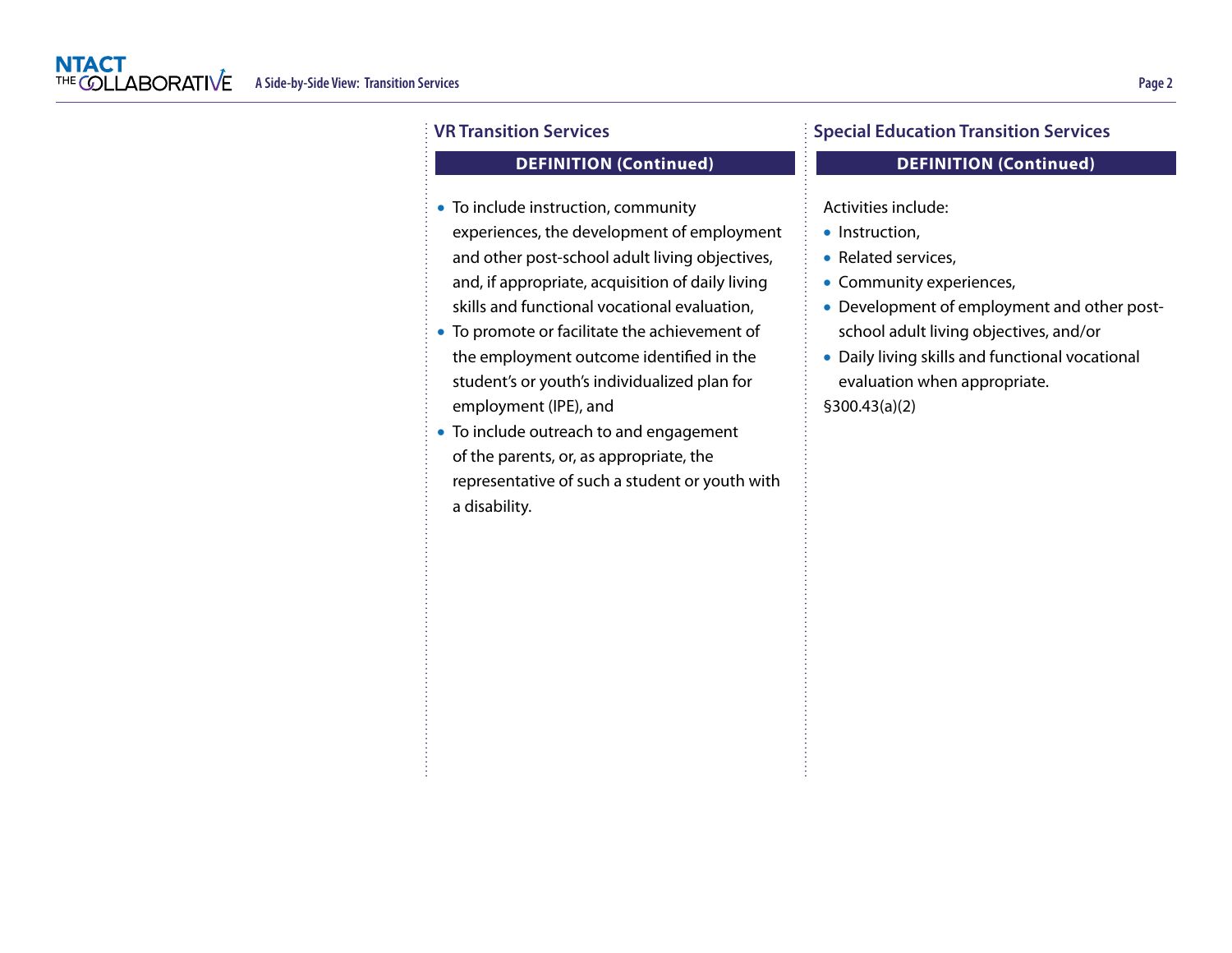## VR Transition Services

**DEFINITION (Continued)**

- To include instruction, community experiences, the development of employment and other post-school adult living objectives, and, if appropriate, acquisition of daily living skills and functional vocational evaluation,
- To promote or facilitate the achievement of the employment outcome identified in the student's or youth's individualized plan for employment (IPE), and
- To include outreach to and engagement of the parents, or, as appropriate, the representative of such a student or youth with a disability.

## Special Education Transition Services

**DEFINITION (Continued)**

Activities include:

- Instruction,
- Related services,
- Community experiences,
- Development of employment and other post-school adult living objectives, and/or
- Daily living skills and functional vocational evaluation when appropriate.

§300.43(a)(2)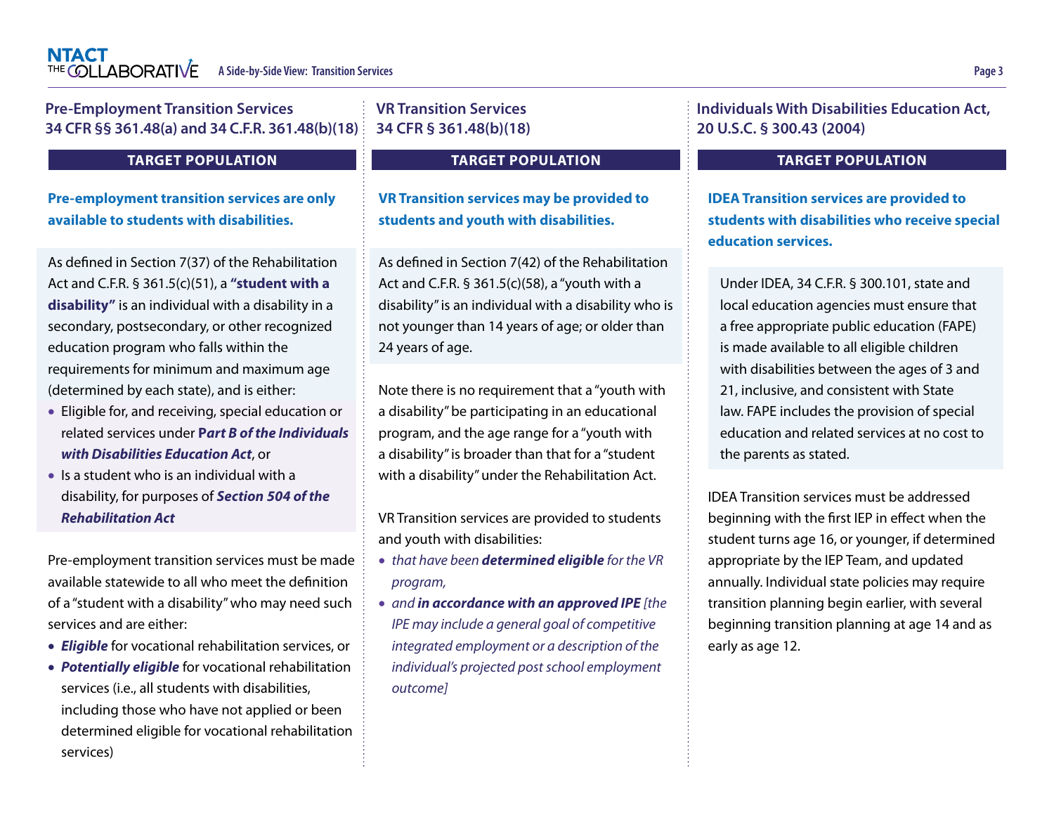## Pre-Employment Transition Services
## 34 CFR §§ 361.48(a) and 34 C.F.R. 361.48(b)(18)

### TARGET POPULATION

**Pre-employment transition services are only available to students with disabilities.**

As defined in Section 7(37) of the Rehabilitation Act and C.F.R. § 361.5(c)(51), a **"student with a disability"** is an individual with a disability in a secondary, postsecondary, or other recognized education program who falls within the requirements for minimum and maximum age (determined by each state), and is either:

- Eligible for, and receiving, special education or related services under ***Part B of the Individuals with Disabilities Education Act***, or
- Is a student who is an individual with a disability, for purposes of ***Section 504 of the Rehabilitation Act***

Pre-employment transition services must be made available statewide to all who meet the definition of a "student with a disability" who may need such services and are either:

- ***Eligible*** for vocational rehabilitation services, or
- ***Potentially eligible*** for vocational rehabilitation services (i.e., all students with disabilities, including those who have not applied or been determined eligible for vocational rehabilitation services)

## VR Transition Services
## 34 CFR § 361.48(b)(18)

### TARGET POPULATION

**VR Transition services may be provided to students and youth with disabilities.**

As defined in Section 7(42) of the Rehabilitation Act and C.F.R. § 361.5(c)(58), a "youth with a disability" is an individual with a disability who is not younger than 14 years of age; or older than 24 years of age.

Note there is no requirement that a "youth with a disability" be participating in an educational program, and the age range for a "youth with a disability" is broader than that for a "student with a disability" under the Rehabilitation Act.

VR Transition services are provided to students and youth with disabilities:

- *that have been **determined eligible** for the VR program,*
- *and **in accordance with an approved IPE** [the IPE may include a general goal of competitive integrated employment or a description of the individual's projected post school employment outcome]*

## Individuals With Disabilities Education Act, 20 U.S.C. § 300.43 (2004)

### TARGET POPULATION

**IDEA Transition services are provided to students with disabilities who receive special education services.**

Under IDEA, 34 C.F.R. § 300.101, state and local education agencies must ensure that a free appropriate public education (FAPE) is made available to all eligible children with disabilities between the ages of 3 and 21, inclusive, and consistent with State law. FAPE includes the provision of special education and related services at no cost to the parents as stated.

IDEA Transition services must be addressed beginning with the first IEP in effect when the student turns age 16, or younger, if determined appropriate by the IEP Team, and updated annually. Individual state policies may require transition planning begin earlier, with several beginning transition planning at age 14 and as early as age 12.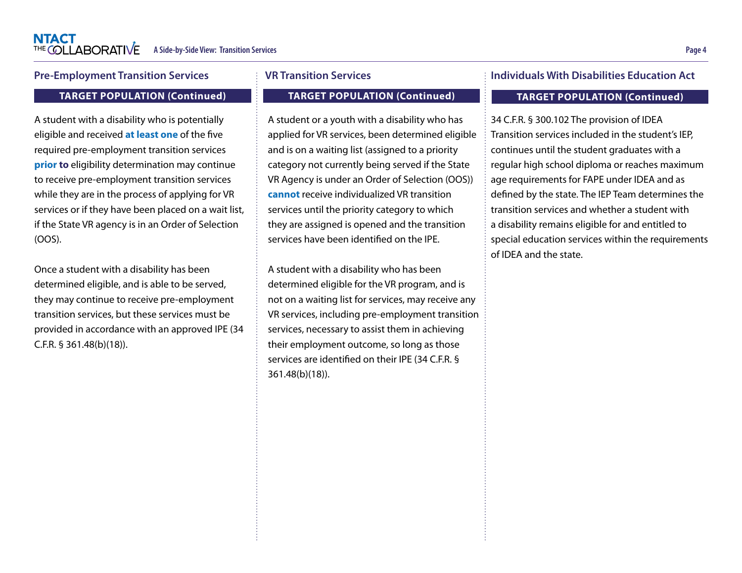## Pre-Employment Transition Services

### TARGET POPULATION (Continued)

A student with a disability who is potentially eligible and received **at least one** of the five required pre-employment transition services **prior to** eligibility determination may continue to receive pre-employment transition services while they are in the process of applying for VR services or if they have been placed on a wait list, if the State VR agency is in an Order of Selection (OOS).

Once a student with a disability has been determined eligible, and is able to be served, they may continue to receive pre-employment transition services, but these services must be provided in accordance with an approved IPE (34 C.F.R. § 361.48(b)(18)).

## VR Transition Services

### TARGET POPULATION (Continued)

A student or a youth with a disability who has applied for VR services, been determined eligible and is on a waiting list (assigned to a priority category not currently being served if the State VR Agency is under an Order of Selection (OOS)) **cannot** receive individualized VR transition services until the priority category to which they are assigned is opened and the transition services have been identified on the IPE.

A student with a disability who has been determined eligible for the VR program, and is not on a waiting list for services, may receive any VR services, including pre-employment transition services, necessary to assist them in achieving their employment outcome, so long as those services are identified on their IPE (34 C.F.R. § 361.48(b)(18)).

## Individuals With Disabilities Education Act

### TARGET POPULATION (Continued)

34 C.F.R. § 300.102 The provision of IDEA Transition services included in the student's IEP, continues until the student graduates with a regular high school diploma or reaches maximum age requirements for FAPE under IDEA and as defined by the state. The IEP Team determines the transition services and whether a student with a disability remains eligible for and entitled to special education services within the requirements of IDEA and the state.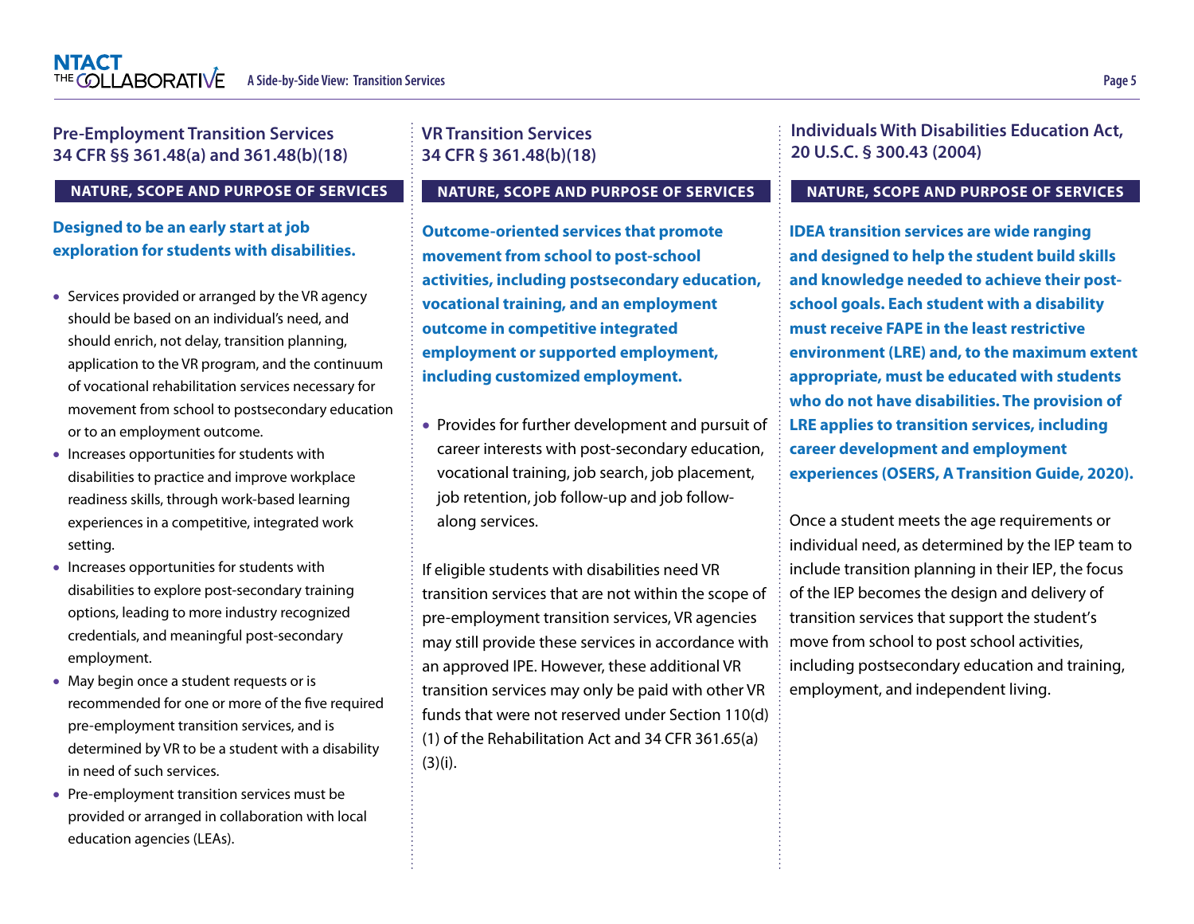## Pre-Employment Transition Services 34 CFR §§ 361.48(a) and 361.48(b)(18)

**NATURE, SCOPE AND PURPOSE OF SERVICES**

**Designed to be an early start at job exploration for students with disabilities.**

- Services provided or arranged by the VR agency should be based on an individual's need, and should enrich, not delay, transition planning, application to the VR program, and the continuum of vocational rehabilitation services necessary for movement from school to postsecondary education or to an employment outcome.
- Increases opportunities for students with disabilities to practice and improve workplace readiness skills, through work-based learning experiences in a competitive, integrated work setting.
- Increases opportunities for students with disabilities to explore post-secondary training options, leading to more industry recognized credentials, and meaningful post-secondary employment.
- May begin once a student requests or is recommended for one or more of the five required pre-employment transition services, and is determined by VR to be a student with a disability in need of such services.
- Pre-employment transition services must be provided or arranged in collaboration with local education agencies (LEAs).

## VR Transition Services 34 CFR § 361.48(b)(18)

**NATURE, SCOPE AND PURPOSE OF SERVICES**

**Outcome-oriented services that promote movement from school to post-school activities, including postsecondary education, vocational training, and an employment outcome in competitive integrated employment or supported employment, including customized employment.**

- Provides for further development and pursuit of career interests with post-secondary education, vocational training, job search, job placement, job retention, job follow-up and job follow-along services.

If eligible students with disabilities need VR transition services that are not within the scope of pre-employment transition services, VR agencies may still provide these services in accordance with an approved IPE. However, these additional VR transition services may only be paid with other VR funds that were not reserved under Section 110(d)(1) of the Rehabilitation Act and 34 CFR 361.65(a)(3)(i).

## Individuals With Disabilities Education Act, 20 U.S.C. § 300.43 (2004)

**NATURE, SCOPE AND PURPOSE OF SERVICES**

**IDEA transition services are wide ranging and designed to help the student build skills and knowledge needed to achieve their post-school goals. Each student with a disability must receive FAPE in the least restrictive environment (LRE) and, to the maximum extent appropriate, must be educated with students who do not have disabilities. The provision of LRE applies to transition services, including career development and employment experiences (OSERS, A Transition Guide, 2020).**

Once a student meets the age requirements or individual need, as determined by the IEP team to include transition planning in their IEP, the focus of the IEP becomes the design and delivery of transition services that support the student's move from school to post school activities, including postsecondary education and training, employment, and independent living.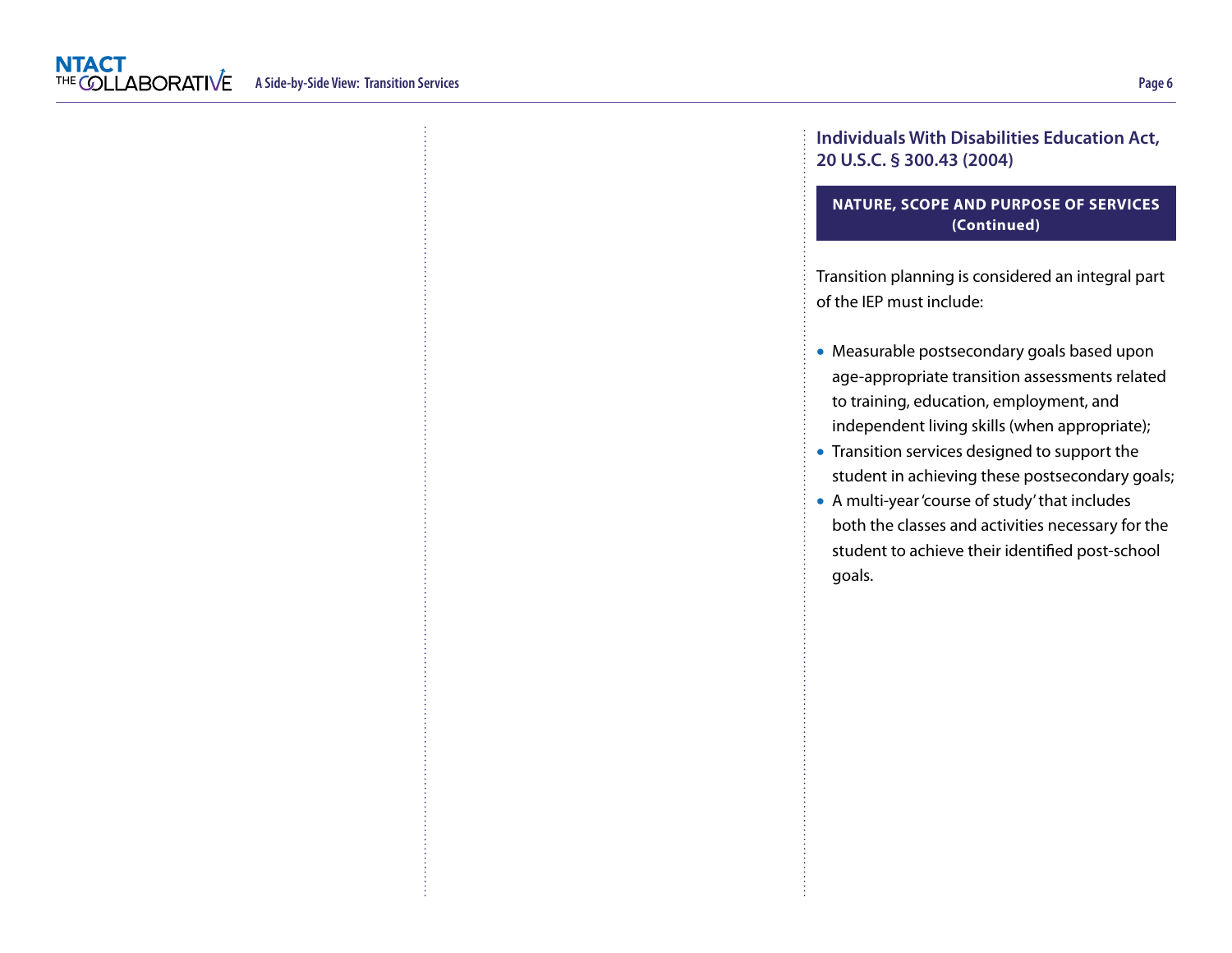### Individuals With Disabilities Education Act, 20 U.S.C. § 300.43 (2004)

**NATURE, SCOPE AND PURPOSE OF SERVICES (Continued)**

Transition planning is considered an integral part of the IEP must include:

- Measurable postsecondary goals based upon age-appropriate transition assessments related to training, education, employment, and independent living skills (when appropriate);
- Transition services designed to support the student in achieving these postsecondary goals;
- A multi-year 'course of study' that includes both the classes and activities necessary for the student to achieve their identified post-school goals.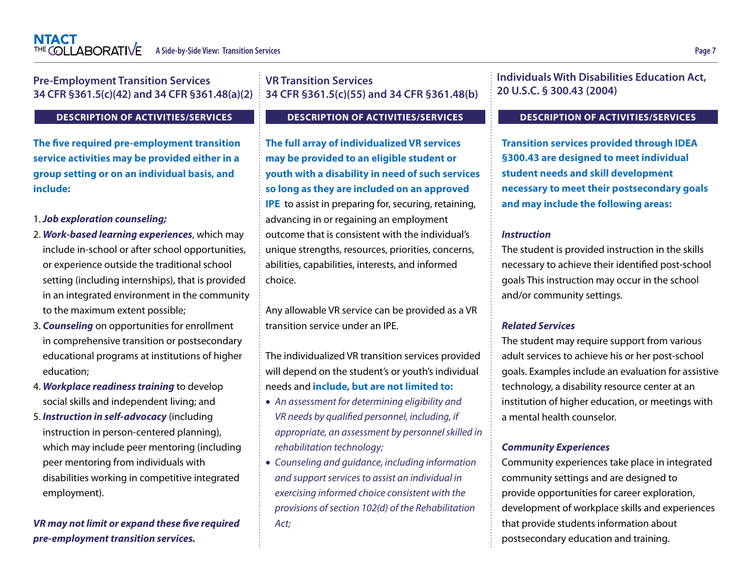## Pre-Employment Transition Services 34 CFR §361.5(c)(42) and 34 CFR §361.48(a)(2)

**DESCRIPTION OF ACTIVITIES/SERVICES**

**The five required pre-employment transition service activities may be provided either in a group setting or on an individual basis, and include:**

1. ***Job exploration counseling;***
2. ***Work-based learning experiences***, which may include in-school or after school opportunities, or experience outside the traditional school setting (including internships), that is provided in an integrated environment in the community to the maximum extent possible;
3. ***Counseling*** on opportunities for enrollment in comprehensive transition or postsecondary educational programs at institutions of higher education;
4. ***Workplace readiness training*** to develop social skills and independent living; and
5. ***Instruction in self-advocacy*** (including instruction in person-centered planning), which may include peer mentoring (including peer mentoring from individuals with disabilities working in competitive integrated employment).

***VR may not limit or expand these five required pre-employment transition services.***

## VR Transition Services 34 CFR §361.5(c)(55) and 34 CFR §361.48(b)

**DESCRIPTION OF ACTIVITIES/SERVICES**

**The full array of individualized VR services may be provided to an eligible student or youth with a disability in need of such services so long as they are included on an approved IPE** to assist in preparing for, securing, retaining, advancing in or regaining an employment outcome that is consistent with the individual's unique strengths, resources, priorities, concerns, abilities, capabilities, interests, and informed choice.

Any allowable VR service can be provided as a VR transition service under an IPE.

The individualized VR transition services provided will depend on the student's or youth's individual needs and **include, but are not limited to:**

- *An assessment for determining eligibility and VR needs by qualified personnel, including, if appropriate, an assessment by personnel skilled in rehabilitation technology;*
- *Counseling and guidance, including information and support services to assist an individual in exercising informed choice consistent with the provisions of section 102(d) of the Rehabilitation Act;*

## Individuals With Disabilities Education Act, 20 U.S.C. § 300.43 (2004)

**DESCRIPTION OF ACTIVITIES/SERVICES**

**Transition services provided through IDEA §300.43 are designed to meet individual student needs and skill development necessary to meet their postsecondary goals and may include the following areas:**

***Instruction***

The student is provided instruction in the skills necessary to achieve their identified post-school goals This instruction may occur in the school and/or community settings.

***Related Services***

The student may require support from various adult services to achieve his or her post-school goals. Examples include an evaluation for assistive technology, a disability resource center at an institution of higher education, or meetings with a mental health counselor.

***Community Experiences***

Community experiences take place in integrated community settings and are designed to provide opportunities for career exploration, development of workplace skills and experiences that provide students information about postsecondary education and training.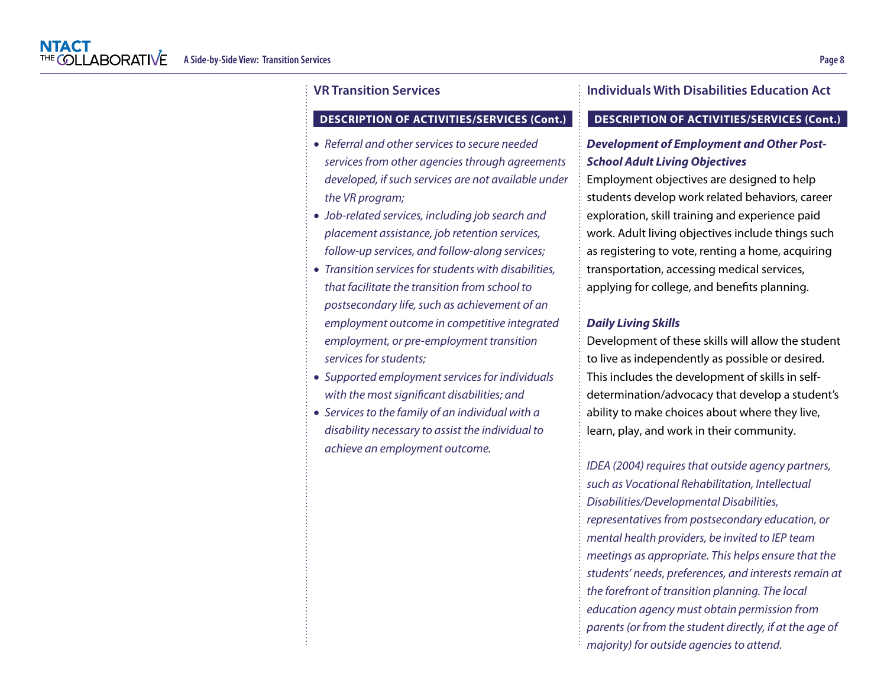## VR Transition Services

**DESCRIPTION OF ACTIVITIES/SERVICES (Cont.)**

- *Referral and other services to secure needed services from other agencies through agreements developed, if such services are not available under the VR program;*
- *Job-related services, including job search and placement assistance, job retention services, follow-up services, and follow-along services;*
- *Transition services for students with disabilities, that facilitate the transition from school to postsecondary life, such as achievement of an employment outcome in competitive integrated employment, or pre-employment transition services for students;*
- *Supported employment services for individuals with the most significant disabilities; and*
- *Services to the family of an individual with a disability necessary to assist the individual to achieve an employment outcome.*

## Individuals With Disabilities Education Act

**DESCRIPTION OF ACTIVITIES/SERVICES (Cont.)**

***Development of Employment and Other Post-School Adult Living Objectives***

Employment objectives are designed to help students develop work related behaviors, career exploration, skill training and experience paid work. Adult living objectives include things such as registering to vote, renting a home, acquiring transportation, accessing medical services, applying for college, and benefits planning.

***Daily Living Skills***

Development of these skills will allow the student to live as independently as possible or desired. This includes the development of skills in self-determination/advocacy that develop a student's ability to make choices about where they live, learn, play, and work in their community.

*IDEA (2004) requires that outside agency partners, such as Vocational Rehabilitation, Intellectual Disabilities/Developmental Disabilities, representatives from postsecondary education, or mental health providers, be invited to IEP team meetings as appropriate. This helps ensure that the students' needs, preferences, and interests remain at the forefront of transition planning. The local education agency must obtain permission from parents (or from the student directly, if at the age of majority) for outside agencies to attend.*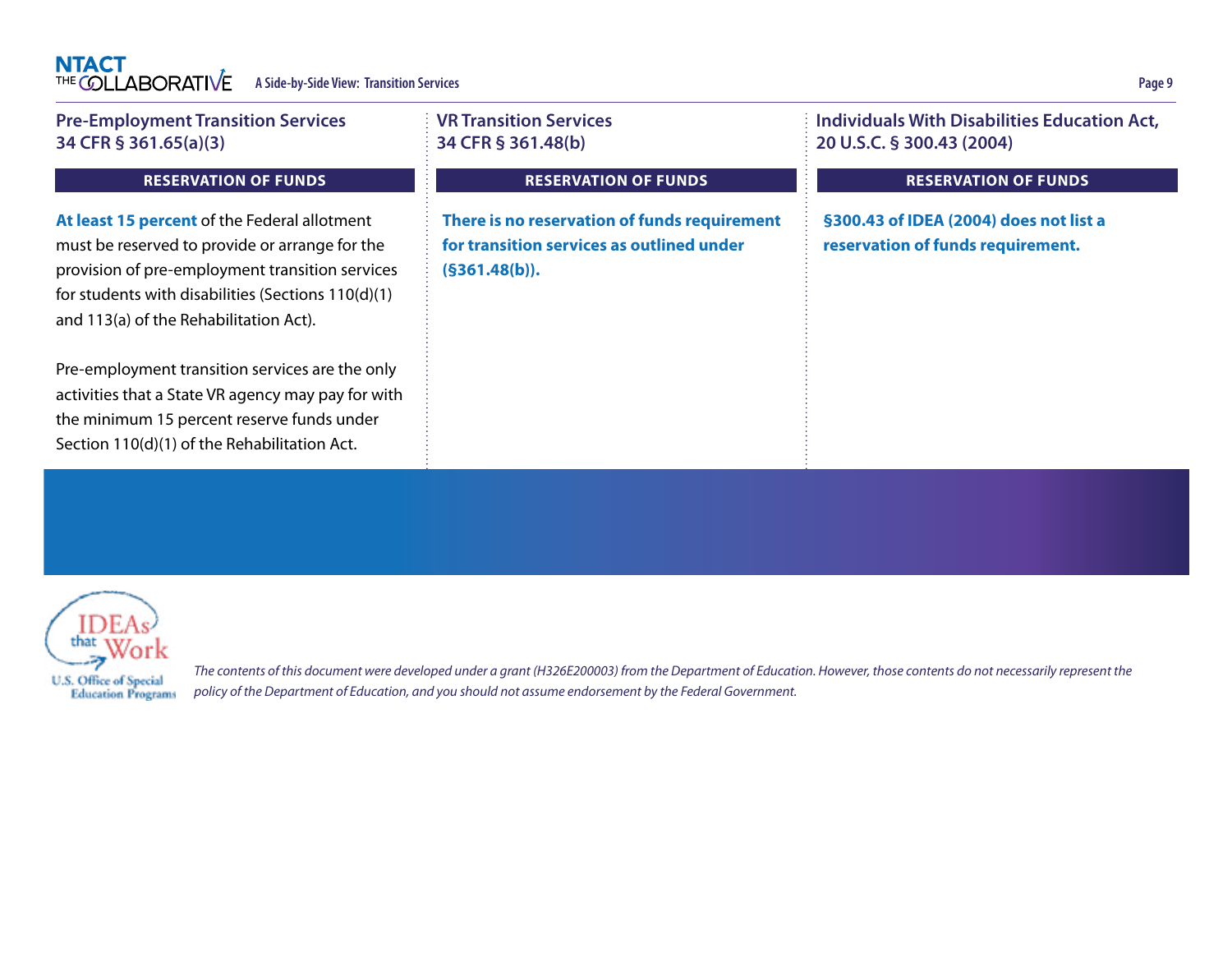### Pre-Employment Transition Services 34 CFR § 361.65(a)(3)

**RESERVATION OF FUNDS**

**At least 15 percent** of the Federal allotment must be reserved to provide or arrange for the provision of pre-employment transition services for students with disabilities (Sections 110(d)(1) and 113(a) of the Rehabilitation Act).

Pre-employment transition services are the only activities that a State VR agency may pay for with the minimum 15 percent reserve funds under Section 110(d)(1) of the Rehabilitation Act.

### VR Transition Services 34 CFR § 361.48(b)

**RESERVATION OF FUNDS**

**There is no reservation of funds requirement for transition services as outlined under (§361.48(b)).**

### Individuals With Disabilities Education Act, 20 U.S.C. § 300.43 (2004)

**RESERVATION OF FUNDS**

**§300.43 of IDEA (2004) does not list a reservation of funds requirement.**

IDEAs that Work
U.S. Office of Special Education Programs

*The contents of this document were developed under a grant (H326E200003) from the Department of Education. However, those contents do not necessarily represent the policy of the Department of Education, and you should not assume endorsement by the Federal Government.*